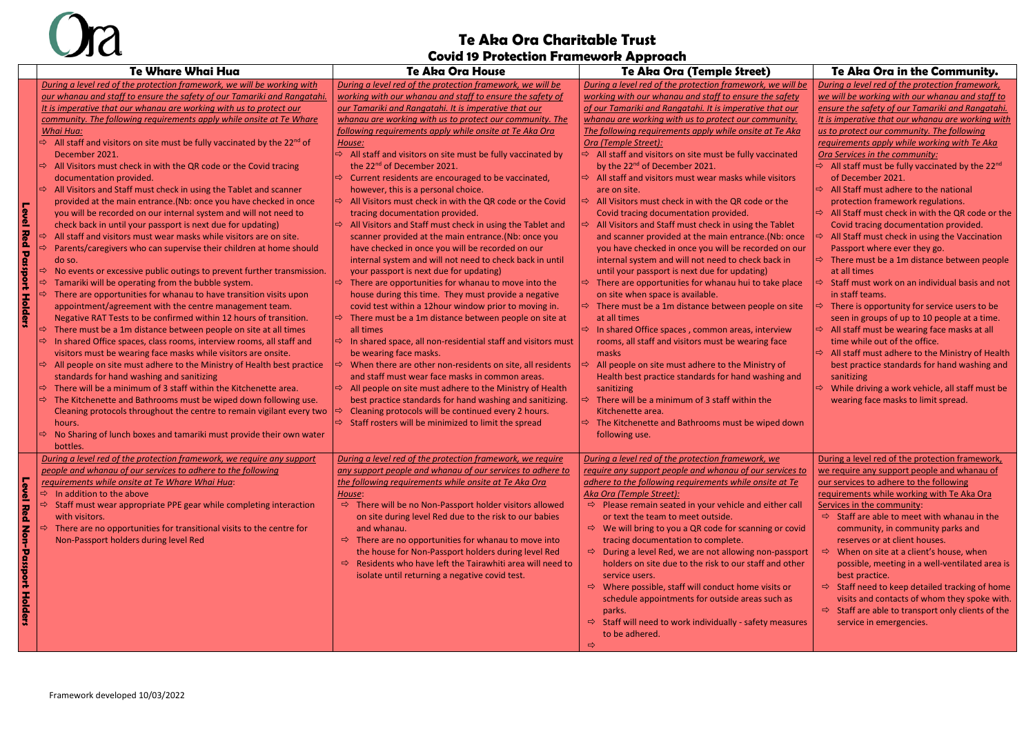# Te Aka Ora Charitable Trust

## Covid 19 Protection Framework Approach

| | Te Whare Whai Hua | Te Aka Ora House | Te Aka Ora (Temple Street) | Te Aka Ora in the Community. |
|---|---|---|---|---|
| **Level Red Passport Holders** | *During a level red of the protection framework, we will be working with our whanau and staff to ensure the safety of our Tamariki and Rangatahi. It is imperative that our whanau are working with us to protect our community. The following requirements apply while onsite at Te Whare Whai Hua:*<br>⇨ All staff and visitors on site must be fully vaccinated by the 22nd of December 2021.<br>⇨ All Visitors must check in with the QR code or the Covid tracing documentation provided.<br>⇨ All Visitors and Staff must check in using the Tablet and scanner provided at the main entrance.(Nb: once you have checked in once you will be recorded on our internal system and will not need to check back in until your passport is next due for updating)<br>⇨ All staff and visitors must wear masks while visitors are on site.<br>⇨ Parents/caregivers who can supervise their children at home should do so.<br>⇨ No events or excessive public outings to prevent further transmission.<br>⇨ Tamariki will be operating from the bubble system.<br>⇨ There are opportunities for whanau to have transition visits upon appointment/agreement with the centre management team. Negative RAT Tests to be confirmed within 12 hours of transition.<br>⇨ There must be a 1m distance between people on site at all times<br>⇨ In shared Office spaces, class rooms, interview rooms, all staff and visitors must be wearing face masks while visitors are onsite.<br>⇨ All people on site must adhere to the Ministry of Health best practice standards for hand washing and sanitizing<br>⇨ There will be a minimum of 3 staff within the Kitchenette area.<br>⇨ The Kitchenette and Bathrooms must be wiped down following use. Cleaning protocols throughout the centre to remain vigilant every two hours.<br>⇨ No Sharing of lunch boxes and tamariki must provide their own water bottles. | *During a level red of the protection framework, we will be working with our whanau and staff to ensure the safety of our Tamariki and Rangatahi. It is imperative that our whanau are working with us to protect our community. The following requirements apply while onsite at Te Aka Ora House:*<br>⇨ All staff and visitors on site must be fully vaccinated by the 22nd of December 2021.<br>⇨ Current residents are encouraged to be vaccinated, however, this is a personal choice.<br>⇨ All Visitors must check in with the QR code or the Covid tracing documentation provided.<br>⇨ All Visitors and Staff must check in using the Tablet and scanner provided at the main entrance.(Nb: once you have checked in once you will be recorded on our internal system and will not need to check back in until your passport is next due for updating)<br>⇨ There are opportunities for whanau to move into the house during this time. They must provide a negative covid test within a 12hour window prior to moving in.<br>⇨ There must be a 1m distance between people on site at all times<br>⇨ In shared space, all non-residential staff and visitors must be wearing face masks.<br>⇨ When there are other non-residents on site, all residents and staff must wear face masks in common areas.<br>⇨ All people on site must adhere to the Ministry of Health best practice standards for hand washing and sanitizing.<br>⇨ Cleaning protocols will be continued every 2 hours.<br>⇨ Staff rosters will be minimized to limit the spread | *During a level red of the protection framework, we will be working with our whanau and staff to ensure the safety of our Tamariki and Rangatahi. It is imperative that our whanau are working with us to protect our community. The following requirements apply while onsite at Te Aka Ora (Temple Street):*<br>⇨ All staff and visitors on site must be fully vaccinated by the 22nd of December 2021.<br>⇨ All staff and visitors must wear masks while visitors are on site.<br>⇨ All Visitors must check in with the QR code or the Covid tracing documentation provided.<br>⇨ All Visitors and Staff must check in using the Tablet and scanner provided at the main entrance.(Nb: once you have checked in once you will be recorded on our internal system and will not need to check back in until your passport is next due for updating)<br>⇨ There are opportunities for whanau hui to take place on site when space is available.<br>⇨ There must be a 1m distance between people on site at all times<br>⇨ In shared Office spaces , common areas, interview rooms, all staff and visitors must be wearing face masks<br>⇨ All people on site must adhere to the Ministry of Health best practice standards for hand washing and sanitizing<br>⇨ There will be a minimum of 3 staff within the Kitchenette area.<br>⇨ The Kitchenette and Bathrooms must be wiped down following use. | *During a level red of the protection framework, we will be working with our whanau and staff to ensure the safety of our Tamariki and Rangatahi. It is imperative that our whanau are working with us to protect our community. The following requirements apply while working with Te Aka Ora Services in the community:*<br>⇨ All staff must be fully vaccinated by the 22nd of December 2021.<br>⇨ All Staff must adhere to the national protection framework regulations.<br>⇨ All Staff must check in with the QR code or the Covid tracing documentation provided.<br>⇨ All Staff must check in using the Vaccination Passport where ever they go.<br>⇨ There must be a 1m distance between people at all times<br>⇨ Staff must work on an individual basis and not in staff teams.<br>⇨ There is opportunity for service users to be seen in groups of up to 10 people at a time.<br>⇨ All staff must be wearing face masks at all time while out of the office.<br>⇨ All staff must adhere to the Ministry of Health best practice standards for hand washing and sanitizing<br>⇨ While driving a work vehicle, all staff must be wearing face masks to limit spread. |
| **Level Red Non-Passport Holders** | *During a level red of the protection framework, we require any support people and whanau of our services to adhere to the following requirements while onsite at Te Whare Whai Hua:*<br>⇨ In addition to the above<br>⇨ Staff must wear appropriate PPE gear while completing interaction with visitors.<br>⇨ There are no opportunities for transitional visits to the centre for Non-Passport holders during level Red | *During a level red of the protection framework, we require any support people and whanau of our services to adhere to the following requirements while onsite at Te Aka Ora House:*<br>⇨ There will be no Non-Passport holder visitors allowed on site during level Red due to the risk to our babies and whanau.<br>⇨ There are no opportunities for whanau to move into the house for Non-Passport holders during level Red<br>⇨ Residents who have left the Tairawhiti area will need to isolate until returning a negative covid test. | *During a level red of the protection framework, we require any support people and whanau of our services to adhere to the following requirements while onsite at Te Aka Ora (Temple Street):*<br>⇨ Please remain seated in your vehicle and either call or text the team to meet outside.<br>⇨ We will bring to you a QR code for scanning or covid tracing documentation to complete.<br>⇨ During a level Red, we are not allowing non-passport holders on site due to the risk to our staff and other service users.<br>⇨ Where possible, staff will conduct home visits or schedule appointments for outside areas such as parks.<br>⇨ Staff will need to work individually - safety measures to be adhered.<br>⇨ | During a level red of the protection framework, we require any support people and whanau of our services to adhere to the following requirements while working with Te Aka Ora Services in the community:<br>⇨ Staff are able to meet with whanau in the community, in community parks and reserves or at client houses.<br>⇨ When on site at a client's house, when possible, meeting in a well-ventilated area is best practice.<br>⇨ Staff need to keep detailed tracking of home visits and contacts of whom they spoke with.<br>⇨ Staff are able to transport only clients of the service in emergencies. |

Framework developed 10/03/2022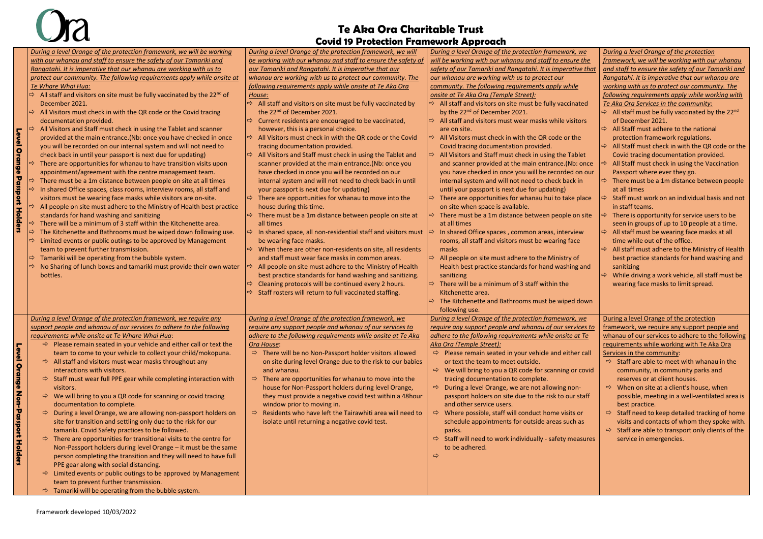# Te Aka Ora Charitable Trust
## Covid 19 Protection Framework Approach

| | Te Whare Whai Hua | Te Aka Ora House | Te Aka Ora (Temple Street) | Te Aka Ora Services in the community |
|---|---|---|---|---|
| **Level Orange Passport Holders** | *During a level Orange of the protection framework, we will be working with our whanau and staff to ensure the safety of our Tamariki and Rangatahi. It is imperative that our whanau are working with us to protect our community. The following requirements apply while onsite at Te Whare Whai Hua:*<br>⇨ All staff and visitors on site must be fully vaccinated by the 22nd of December 2021.<br>⇨ All Visitors must check in with the QR code or the Covid tracing documentation provided.<br>⇨ All Visitors and Staff must check in using the Tablet and scanner provided at the main entrance.(Nb: once you have checked in once you will be recorded on our internal system and will not need to check back in until your passport is next due for updating)<br>⇨ There are opportunities for whanau to have transition visits upon appointment/agreement with the centre management team.<br>⇨ There must be a 1m distance between people on site at all times<br>⇨ In shared Office spaces, class rooms, interview rooms, all staff and visitors must be wearing face masks while visitors are on-site.<br>⇨ All people on site must adhere to the Ministry of Health best practice standards for hand washing and sanitizing<br>⇨ There will be a minimum of 3 staff within the Kitchenette area.<br>⇨ The Kitchenette and Bathrooms must be wiped down following use.<br>⇨ Limited events or public outings to be approved by Management team to prevent further transmission.<br>⇨ Tamariki will be operating from the bubble system.<br>⇨ No Sharing of lunch boxes and tamariki must provide their own water bottles. | *During a level Orange of the protection framework, we will be working with our whanau and staff to ensure the safety of our Tamariki and Rangatahi. It is imperative that our whanau are working with us to protect our community. The following requirements apply while onsite at Te Aka Ora House:*<br>⇨ All staff and visitors on site must be fully vaccinated by the 22nd of December 2021.<br>⇨ Current residents are encouraged to be vaccinated, however, this is a personal choice.<br>⇨ All Visitors must check in with the QR code or the Covid tracing documentation provided.<br>⇨ All Visitors and Staff must check in using the Tablet and scanner provided at the main entrance.(Nb: once you have checked in once you will be recorded on our internal system and will not need to check back in until your passport is next due for updating)<br>⇨ There are opportunities for whanau to move into the house during this time.<br>⇨ There must be a 1m distance between people on site at all times<br>⇨ In shared space, all non-residential staff and visitors must be wearing face masks.<br>⇨ When there are other non-residents on site, all residents and staff must wear face masks in common areas.<br>⇨ All people on site must adhere to the Ministry of Health best practice standards for hand washing and sanitizing.<br>⇨ Cleaning protocols will be continued every 2 hours.<br>⇨ Staff rosters will return to full vaccinated staffing. | *During a level Orange of the protection framework, we will be working with our whanau and staff to ensure the safety of our Tamariki and Rangatahi. It is imperative that our whanau are working with us to protect our community. The following requirements apply while onsite at Te Aka Ora (Temple Street):*<br>⇨ All staff and visitors on site must be fully vaccinated by the 22nd of December 2021.<br>⇨ All staff and visitors must wear masks while visitors are on site.<br>⇨ All Visitors must check in with the QR code or the Covid tracing documentation provided.<br>⇨ All Visitors and Staff must check in using the Tablet and scanner provided at the main entrance.(Nb: once you have checked in once you will be recorded on our internal system and will not need to check back in until your passport is next due for updating)<br>⇨ There are opportunities for whanau hui to take place on site when space is available.<br>⇨ There must be a 1m distance between people on site at all times<br>⇨ In shared Office spaces , common areas, interview rooms, all staff and visitors must be wearing face masks<br>⇨ All people on site must adhere to the Ministry of Health best practice standards for hand washing and sanitizing<br>⇨ There will be a minimum of 3 staff within the Kitchenette area.<br>⇨ The Kitchenette and Bathrooms must be wiped down following use. | *During a level Orange of the protection framework, we will be working with our whanau and staff to ensure the safety of our Tamariki and Rangatahi. It is imperative that our whanau are working with us to protect our community. The following requirements apply while working with Te Aka Ora Services in the community:*<br>⇨ All staff must be fully vaccinated by the 22nd of December 2021.<br>⇨ All Staff must adhere to the national protection framework regulations.<br>⇨ All Staff must check in with the QR code or the Covid tracing documentation provided.<br>⇨ All Staff must check in using the Vaccination Passport where ever they go.<br>⇨ There must be a 1m distance between people at all times<br>⇨ Staff must work on an individual basis and not in staff teams.<br>⇨ There is opportunity for service users to be seen in groups of up to 10 people at a time.<br>⇨ All staff must be wearing face masks at all time while out of the office.<br>⇨ All staff must adhere to the Ministry of Health best practice standards for hand washing and sanitizing<br>⇨ While driving a work vehicle, all staff must be wearing face masks to limit spread. |
| **Level Orange Non-Passport Holders** | *During a level Orange of the protection framework, we require any support people and whanau of our services to adhere to the following requirements while onsite at Te Whare Whai Hua*:<br>⇨ Please remain seated in your vehicle and either call or text the team to come to your vehicle to collect your child/mokopuna.<br>⇨ All staff and visitors must wear masks throughout any interactions with visitors.<br>⇨ Staff must wear full PPE gear while completing interaction with visitors.<br>⇨ We will bring to you a QR code for scanning or covid tracing documentation to complete.<br>⇨ During a level Orange, we are allowing non-passport holders on site for transition and settling only due to the risk for our tamariki. Covid Safety practices to be followed.<br>⇨ There are opportunities for transitional visits to the centre for Non-Passport holders during level Orange – it must be the same person completing the transition and they will need to have full PPE gear along with social distancing.<br>⇨ Limited events or public outings to be approved by Management team to prevent further transmission.<br>⇨ Tamariki will be operating from the bubble system. | *During a level Orange of the protection framework, we require any support people and whanau of our services to adhere to the following requirements while onsite at Te Aka Ora House*:<br>⇨ There will be no Non-Passport holder visitors allowed on site during level Orange due to the risk to our babies and whanau.<br>⇨ There are opportunities for whanau to move into the house for Non-Passport holders during level Orange, they must provide a negative covid test within a 48hour window prior to moving in.<br>⇨ Residents who have left the Tairawhiti area will need to isolate until returning a negative covid test. | *During a level Orange of the protection framework, we require any support people and whanau of our services to adhere to the following requirements while onsite at Te Aka Ora (Temple Street):*<br>⇨ Please remain seated in your vehicle and either call or text the team to meet outside.<br>⇨ We will bring to you a QR code for scanning or covid tracing documentation to complete.<br>⇨ During a level Orange, we are not allowing non-passport holders on site due to the risk to our staff and other service users.<br>⇨ Where possible, staff will conduct home visits or schedule appointments for outside areas such as parks.<br>⇨ Staff will need to work individually - safety measures to be adhered.<br>⇨ | During a level Orange of the protection framework, we require any support people and whanau of our services to adhere to the following requirements while working with Te Aka Ora Services in the community:<br>⇨ Staff are able to meet with whanau in the community, in community parks and reserves or at client houses.<br>⇨ When on site at a client's house, when possible, meeting in a well-ventilated area is best practice.<br>⇨ Staff need to keep detailed tracking of home visits and contacts of whom they spoke with.<br>⇨ Staff are able to transport only clients of the service in emergencies. |

Framework developed 10/03/2022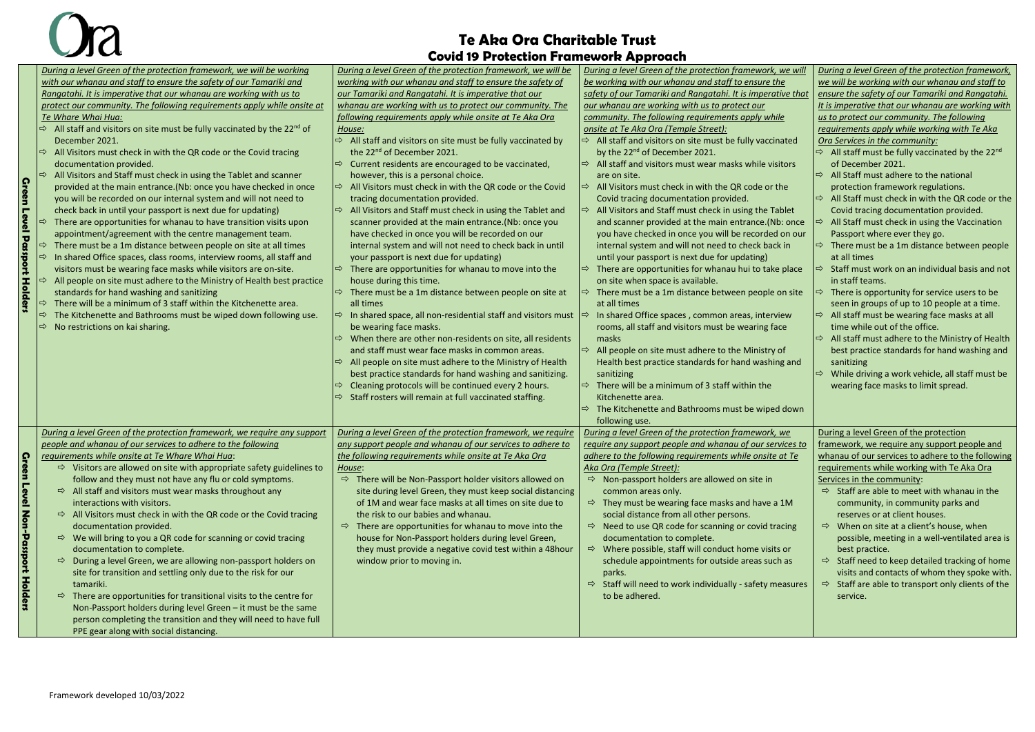# Te Aka Ora Charitable Trust

## Covid 19 Protection Framework Approach

| | | | | |
|---|---|---|---|---|
| **Green Level Passport Holders** | *During a level Green of the protection framework, we will be working with our whanau and staff to ensure the safety of our Tamariki and Rangatahi. It is imperative that our whanau are working with us to protect our community. The following requirements apply while onsite at Te Whare Whai Hua:*<br>⇨ All staff and visitors on site must be fully vaccinated by the 22nd of December 2021.<br>⇨ All Visitors must check in with the QR code or the Covid tracing documentation provided.<br>⇨ All Visitors and Staff must check in using the Tablet and scanner provided at the main entrance.(Nb: once you have checked in once you will be recorded on our internal system and will not need to check back in until your passport is next due for updating)<br>⇨ There are opportunities for whanau to have transition visits upon appointment/agreement with the centre management team.<br>⇨ There must be a 1m distance between people on site at all times<br>⇨ In shared Office spaces, class rooms, interview rooms, all staff and visitors must be wearing face masks while visitors are on-site.<br>⇨ All people on site must adhere to the Ministry of Health best practice standards for hand washing and sanitizing<br>⇨ There will be a minimum of 3 staff within the Kitchenette area.<br>⇨ The Kitchenette and Bathrooms must be wiped down following use.<br>⇨ No restrictions on kai sharing. | *During a level Green of the protection framework, we will be working with our whanau and staff to ensure the safety of our Tamariki and Rangatahi. It is imperative that our whanau are working with us to protect our community. The following requirements apply while onsite at Te Aka Ora House:*<br>⇨ All staff and visitors on site must be fully vaccinated by the 22nd of December 2021.<br>⇨ Current residents are encouraged to be vaccinated, however, this is a personal choice.<br>⇨ All Visitors must check in with the QR code or the Covid tracing documentation provided.<br>⇨ All Visitors and Staff must check in using the Tablet and scanner provided at the main entrance.(Nb: once you have checked in once you will be recorded on our internal system and will not need to check back in until your passport is next due for updating)<br>⇨ There are opportunities for whanau to move into the house during this time.<br>⇨ There must be a 1m distance between people on site at all times<br>⇨ In shared space, all non-residential staff and visitors must be wearing face masks.<br>⇨ When there are other non-residents on site, all residents and staff must wear face masks in common areas.<br>⇨ All people on site must adhere to the Ministry of Health best practice standards for hand washing and sanitizing.<br>⇨ Cleaning protocols will be continued every 2 hours.<br>⇨ Staff rosters will remain at full vaccinated staffing. | *During a level Green of the protection framework, we will be working with our whanau and staff to ensure the safety of our Tamariki and Rangatahi. It is imperative that our whanau are working with us to protect our community. The following requirements apply while onsite at Te Aka Ora (Temple Street):*<br>⇨ All staff and visitors on site must be fully vaccinated by the 22nd of December 2021.<br>⇨ All staff and visitors must wear masks while visitors are on site.<br>⇨ All Visitors must check in with the QR code or the Covid tracing documentation provided.<br>⇨ All Visitors and Staff must check in using the Tablet and scanner provided at the main entrance.(Nb: once you have checked in once you will be recorded on our internal system and will not need to check back in until your passport is next due for updating)<br>⇨ There are opportunities for whanau hui to take place on site when space is available.<br>⇨ There must be a 1m distance between people on site at all times<br>⇨ In shared Office spaces , common areas, interview rooms, all staff and visitors must be wearing face masks<br>⇨ All people on site must adhere to the Ministry of Health best practice standards for hand washing and sanitizing<br>⇨ There will be a minimum of 3 staff within the Kitchenette area.<br>⇨ The Kitchenette and Bathrooms must be wiped down following use. | *During a level Green of the protection framework, we will be working with our whanau and staff to ensure the safety of our Tamariki and Rangatahi. It is imperative that our whanau are working with us to protect our community. The following requirements apply while working with Te Aka Ora Services in the community:*<br>⇨ All staff must be fully vaccinated by the 22nd of December 2021.<br>⇨ All Staff must adhere to the national protection framework regulations.<br>⇨ All Staff must check in with the QR code or the Covid tracing documentation provided.<br>⇨ All Staff must check in using the Vaccination Passport where ever they go.<br>⇨ There must be a 1m distance between people at all times<br>⇨ Staff must work on an individual basis and not in staff teams.<br>⇨ There is opportunity for service users to be seen in groups of up to 10 people at a time.<br>⇨ All staff must be wearing face masks at all time while out of the office.<br>⇨ All staff must adhere to the Ministry of Health best practice standards for hand washing and sanitizing<br>⇨ While driving a work vehicle, all staff must be wearing face masks to limit spread. |
| **Green Level Non-Passport Holders** | *During a level Green of the protection framework, we require any support people and whanau of our services to adhere to the following requirements while onsite at Te Whare Whai Hua*:<br>⇨ Visitors are allowed on site with appropriate safety guidelines to follow and they must not have any flu or cold symptoms.<br>⇨ All staff and visitors must wear masks throughout any interactions with visitors.<br>⇨ All Visitors must check in with the QR code or the Covid tracing documentation provided.<br>⇨ We will bring to you a QR code for scanning or covid tracing documentation to complete.<br>⇨ During a level Green, we are allowing non-passport holders on site for transition and settling only due to the risk for our tamariki.<br>⇨ There are opportunities for transitional visits to the centre for Non-Passport holders during level Green – it must be the same person completing the transition and they will need to have full PPE gear along with social distancing. | *During a level Green of the protection framework, we require any support people and whanau of our services to adhere to the following requirements while onsite at Te Aka Ora House*:<br>⇨ There will be Non-Passport holder visitors allowed on site during level Green, they must keep social distancing of 1M and wear face masks at all times on site due to the risk to our babies and whanau.<br>⇨ There are opportunities for whanau to move into the house for Non-Passport holders during level Green, they must provide a negative covid test within a 48hour window prior to moving in. | *During a level Green of the protection framework, we require any support people and whanau of our services to adhere to the following requirements while onsite at Te Aka Ora (Temple Street):*<br>⇨ Non-passport holders are allowed on site in common areas only.<br>⇨ They must be wearing face masks and have a 1M social distance from all other persons.<br>⇨ Need to use QR code for scanning or covid tracing documentation to complete.<br>⇨ Where possible, staff will conduct home visits or schedule appointments for outside areas such as parks.<br>⇨ Staff will need to work individually - safety measures to be adhered. | During a level Green of the protection framework, we require any support people and whanau of our services to adhere to the following requirements while working with Te Aka Ora Services in the community:<br>⇨ Staff are able to meet with whanau in the community, in community parks and reserves or at client houses.<br>⇨ When on site at a client's house, when possible, meeting in a well-ventilated area is best practice.<br>⇨ Staff need to keep detailed tracking of home visits and contacts of whom they spoke with.<br>⇨ Staff are able to transport only clients of the service. |

Framework developed 10/03/2022